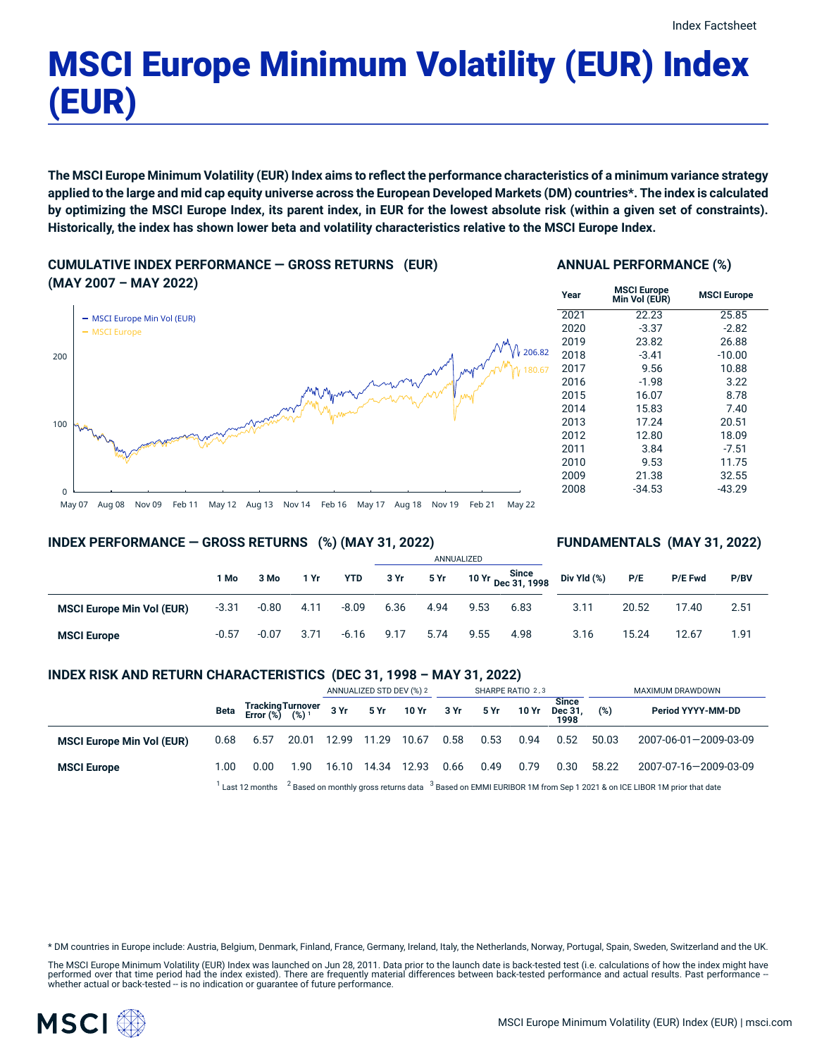# MSCI Europe Minimum Volatility (EUR) Index (EUR)

**The MSCI Europe Minimum Volatility (EUR) Index aims to reflect the performance characteristics of a minimum variance strategy applied to the large and mid cap equity universe across the European Developed Markets (DM) countries*. The index is calculated by optimizing the MSCI Europe Index, its parent index, in EUR for the lowest absolute risk (within a given set of constraints). Historically, the index has shown lower beta and volatility characteristics relative to the MSCI Europe Index.**

## CUMULATIVE INDEX PERFORMANCE — GROSS RETURNS (EUR) (MAY 2007 – MAY 2022)

- MSCI Europe Min Vol (EUR): 206.82
- MSCI Europe: 180.67

## ANNUAL PERFORMANCE (%)

| Year | MSCI Europe Min Vol (EUR) | MSCI Europe |
|---|---|---|
| 2021 | 22.23 | 25.85 |
| 2020 | -3.37 | -2.82 |
| 2019 | 23.82 | 26.88 |
| 2018 | -3.41 | -10.00 |
| 2017 | 9.56 | 10.88 |
| 2016 | -1.98 | 3.22 |
| 2015 | 16.07 | 8.78 |
| 2014 | 15.83 | 7.40 |
| 2013 | 17.24 | 20.51 |
| 2012 | 12.80 | 18.09 |
| 2011 | 3.84 | -7.51 |
| 2010 | 9.53 | 11.75 |
| 2009 | 21.38 | 32.55 |
| 2008 | -34.53 | -43.29 |

## INDEX PERFORMANCE — GROSS RETURNS (%) (MAY 31, 2022)

| | 1 Mo | 3 Mo | 1 Yr | YTD | ANNUALIZED 3 Yr | 5 Yr | 10 Yr | Since Dec 31, 1998 |
|---|---|---|---|---|---|---|---|---|
| MSCI Europe Min Vol (EUR) | -3.31 | -0.80 | 4.11 | -8.09 | 6.36 | 4.94 | 9.53 | 6.83 |
| MSCI Europe | -0.57 | -0.07 | 3.71 | -6.16 | 9.17 | 5.74 | 9.55 | 4.98 |

## FUNDAMENTALS (MAY 31, 2022)

| | Div Yld (%) | P/E | P/E Fwd | P/BV |
|---|---|---|---|---|
| MSCI Europe Min Vol (EUR) | 3.11 | 20.52 | 17.40 | 2.51 |
| MSCI Europe | 3.16 | 15.24 | 12.67 | 1.91 |

## INDEX RISK AND RETURN CHARACTERISTICS (DEC 31, 1998 – MAY 31, 2022)

| | | | | ANNUALIZED STD DEV (%) [2] | | | SHARPE RATIO [2,3] | | | | MAXIMUM DRAWDOWN | |
|---|---|---|---|---|---|---|---|---|---|---|---|---|
| | Beta | Tracking Error (%) | Turnover (%) [1] | 3 Yr | 5 Yr | 10 Yr | 3 Yr | 5 Yr | 10 Yr | Since Dec 31, 1998 | (%) | Period YYYY-MM-DD |
| MSCI Europe Min Vol (EUR) | 0.68 | 6.57 | 20.01 | 12.99 | 11.29 | 10.67 | 0.58 | 0.53 | 0.94 | 0.52 | 50.03 | 2007-06-01—2009-03-09 |
| MSCI Europe | 1.00 | 0.00 | 1.90 | 16.10 | 14.34 | 12.93 | 0.66 | 0.49 | 0.79 | 0.30 | 58.22 | 2007-07-16—2009-03-09 |

[1] Last 12 months [2] Based on monthly gross returns data [3] Based on EMMI EURIBOR 1M from Sep 1 2021 & on ICE LIBOR 1M prior that date

* DM countries in Europe include: Austria, Belgium, Denmark, Finland, France, Germany, Ireland, Italy, the Netherlands, Norway, Portugal, Spain, Sweden, Switzerland and the UK.

The MSCI Europe Minimum Volatility (EUR) Index was launched on Jun 28, 2011. Data prior to the launch date is back-tested test (i.e. calculations of how the index might have performed over that time period had the index existed). There are frequently material differences between back-tested performance and actual results. Past performance -- whether actual or back-tested -- is no indication or guarantee of future performance.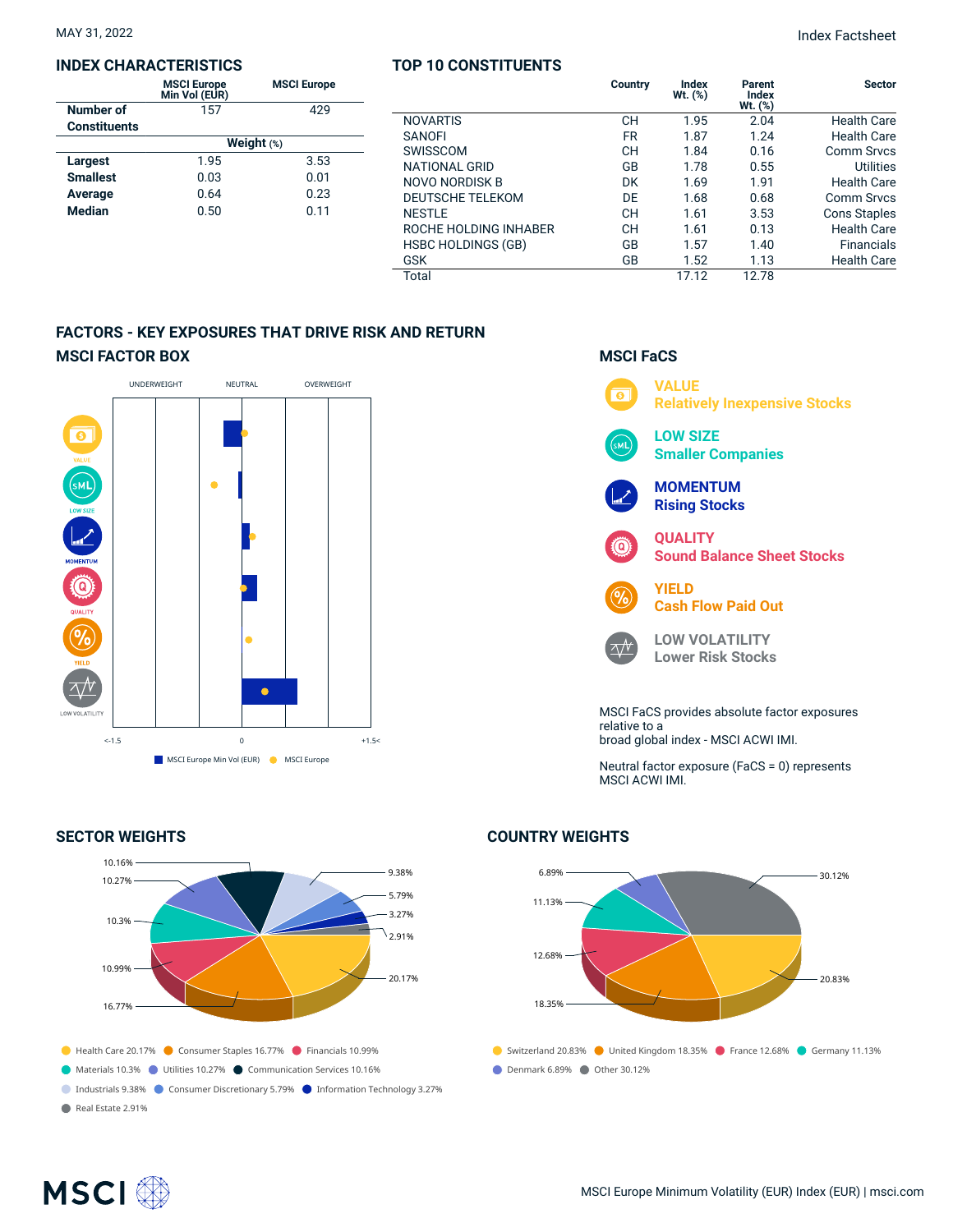MAY 31, 2022

Index Factsheet

## INDEX CHARACTERISTICS

| | MSCI Europe Min Vol (EUR) | MSCI Europe |
|---|---|---|
| Number of Constituents | 157 | 429 |
| | **Weight (%)** | |
| **Largest** | 1.95 | 3.53 |
| **Smallest** | 0.03 | 0.01 |
| **Average** | 0.64 | 0.23 |
| **Median** | 0.50 | 0.11 |

## TOP 10 CONSTITUENTS

| | Country | Index Wt. (%) | Parent Index Wt. (%) | Sector |
|---|---|---|---|---|
| NOVARTIS | CH | 1.95 | 2.04 | Health Care |
| SANOFI | FR | 1.87 | 1.24 | Health Care |
| SWISSCOM | CH | 1.84 | 0.16 | Comm Srvcs |
| NATIONAL GRID | GB | 1.78 | 0.55 | Utilities |
| NOVO NORDISK B | DK | 1.69 | 1.91 | Health Care |
| DEUTSCHE TELEKOM | DE | 1.68 | 0.68 | Comm Srvcs |
| NESTLE | CH | 1.61 | 3.53 | Cons Staples |
| ROCHE HOLDING INHABER | CH | 1.61 | 0.13 | Health Care |
| HSBC HOLDINGS (GB) | GB | 1.57 | 1.40 | Financials |
| GSK | GB | 1.52 | 1.13 | Health Care |
| Total | | 17.12 | 12.78 | |

## FACTORS - KEY EXPOSURES THAT DRIVE RISK AND RETURN

### MSCI FACTOR BOX

UNDERWEIGHT NEUTRAL OVERWEIGHT

VALUE, LOW SIZE, MOMENTUM, QUALITY, YIELD, LOW VOLATILITY

<-1.5 0 +1.5<

MSCI Europe Min Vol (EUR) MSCI Europe

### MSCI FaCS

**VALUE**
**Relatively Inexpensive Stocks**

**LOW SIZE**
**Smaller Companies**

**MOMENTUM**
**Rising Stocks**

**QUALITY**
**Sound Balance Sheet Stocks**

**YIELD**
**Cash Flow Paid Out**

**LOW VOLATILITY**
**Lower Risk Stocks**

MSCI FaCS provides absolute factor exposures relative to a broad global index - MSCI ACWI IMI.

Neutral factor exposure (FaCS = 0) represents MSCI ACWI IMI.

## SECTOR WEIGHTS

Health Care 20.17% · Consumer Staples 16.77% · Financials 10.99% · Materials 10.3% · Utilities 10.27% · Communication Services 10.16% · Industrials 9.38% · Consumer Discretionary 5.79% · Information Technology 3.27% · Real Estate 2.91%

## COUNTRY WEIGHTS

Switzerland 20.83% · United Kingdom 18.35% · France 12.68% · Germany 11.13% · Denmark 6.89% · Other 30.12%

MSCI Europe Minimum Volatility (EUR) Index (EUR) | msci.com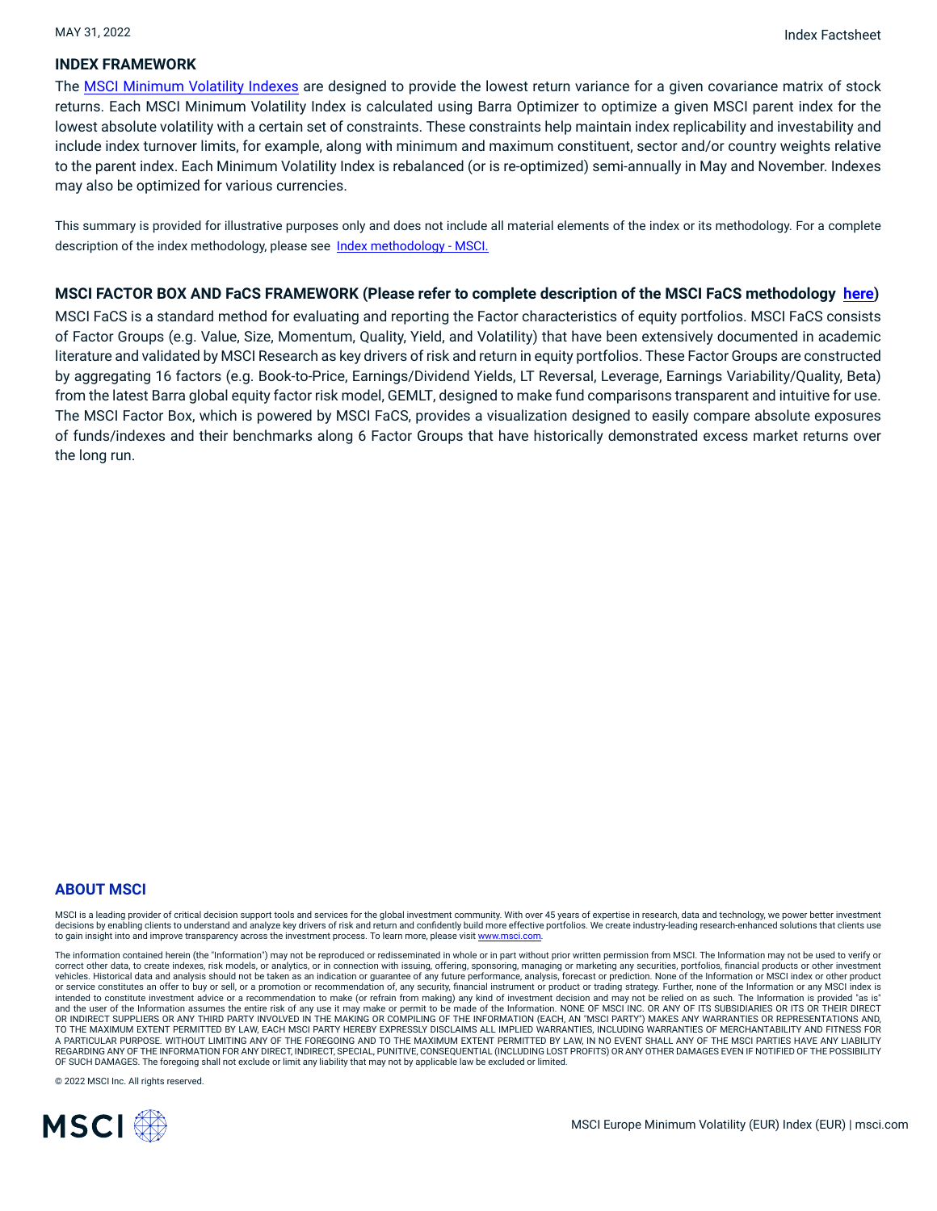## INDEX FRAMEWORK

The MSCI Minimum Volatility Indexes are designed to provide the lowest return variance for a given covariance matrix of stock returns. Each MSCI Minimum Volatility Index is calculated using Barra Optimizer to optimize a given MSCI parent index for the lowest absolute volatility with a certain set of constraints. These constraints help maintain index replicability and investability and include index turnover limits, for example, along with minimum and maximum constituent, sector and/or country weights relative to the parent index. Each Minimum Volatility Index is rebalanced (or is re-optimized) semi-annually in May and November. Indexes may also be optimized for various currencies.

This summary is provided for illustrative purposes only and does not include all material elements of the index or its methodology. For a complete description of the index methodology, please see Index methodology - MSCI.

## MSCI FACTOR BOX AND FaCS FRAMEWORK (Please refer to complete description of the MSCI FaCS methodology here)

MSCI FaCS is a standard method for evaluating and reporting the Factor characteristics of equity portfolios. MSCI FaCS consists of Factor Groups (e.g. Value, Size, Momentum, Quality, Yield, and Volatility) that have been extensively documented in academic literature and validated by MSCI Research as key drivers of risk and return in equity portfolios. These Factor Groups are constructed by aggregating 16 factors (e.g. Book-to-Price, Earnings/Dividend Yields, LT Reversal, Leverage, Earnings Variability/Quality, Beta) from the latest Barra global equity factor risk model, GEMLT, designed to make fund comparisons transparent and intuitive for use. The MSCI Factor Box, which is powered by MSCI FaCS, provides a visualization designed to easily compare absolute exposures of funds/indexes and their benchmarks along 6 Factor Groups that have historically demonstrated excess market returns over the long run.

## ABOUT MSCI

MSCI is a leading provider of critical decision support tools and services for the global investment community. With over 45 years of expertise in research, data and technology, we power better investment decisions by enabling clients to understand and analyze key drivers of risk and return and confidently build more effective portfolios. We create industry-leading research-enhanced solutions that clients use to gain insight into and improve transparency across the investment process. To learn more, please visit www.msci.com.

The information contained herein (the "Information") may not be reproduced or redisseminated in whole or in part without prior written permission from MSCI. The Information may not be used to verify or correct other data, to create indexes, risk models, or analytics, or in connection with issuing, offering, sponsoring, managing or marketing any securities, portfolios, financial products or other investment vehicles. Historical data and analysis should not be taken as an indication or guarantee of any future performance, analysis, forecast or prediction. None of the Information or MSCI index or other product or service constitutes an offer to buy or sell, or a promotion or recommendation of, any security, financial instrument or product or trading strategy. Further, none of the Information or any MSCI index is intended to constitute investment advice or a recommendation to make (or refrain from making) any kind of investment decision and may not be relied on as such. The Information is provided "as is" and the user of the Information assumes the entire risk of any use it may make or permit to be made of the Information. NONE OF MSCI INC. OR ANY OF ITS SUBSIDIARIES OR ITS OR THEIR DIRECT OR INDIRECT SUPPLIERS OR ANY THIRD PARTY INVOLVED IN THE MAKING OR COMPILING OF THE INFORMATION (EACH, AN "MSCI PARTY") MAKES ANY WARRANTIES OR REPRESENTATIONS AND, TO THE MAXIMUM EXTENT PERMITTED BY LAW, EACH MSCI PARTY HEREBY EXPRESSLY DISCLAIMS ALL IMPLIED WARRANTIES, INCLUDING WARRANTIES OF MERCHANTABILITY AND FITNESS FOR A PARTICULAR PURPOSE. WITHOUT LIMITING ANY OF THE FOREGOING AND TO THE MAXIMUM EXTENT PERMITTED BY LAW, IN NO EVENT SHALL ANY OF THE MSCI PARTIES HAVE ANY LIABILITY REGARDING ANY OF THE INFORMATION FOR ANY DIRECT, INDIRECT, SPECIAL, PUNITIVE, CONSEQUENTIAL (INCLUDING LOST PROFITS) OR ANY OTHER DAMAGES EVEN IF NOTIFIED OF THE POSSIBILITY OF SUCH DAMAGES. The foregoing shall not exclude or limit any liability that may not by applicable law be excluded or limited.

© 2022 MSCI Inc. All rights reserved.